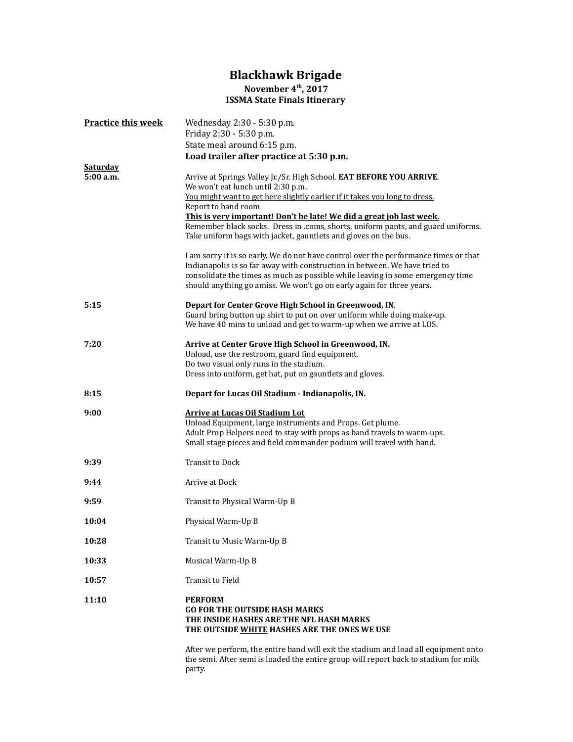# Blackhawk Brigade

### November 4th, 2017
### ISSMA State Finals Itinerary

| | |
|---|---|
| <u>**Practice this week**</u> | Wednesday 2:30 - 5:30 p.m.<br>Friday 2:30 - 5:30 p.m.<br>State meal around 6:15 p.m.<br>**Load trailer after practice at 5:30 p.m.** |
| <u>**Saturday**</u> | |
| **5:00 a.m.** | Arrive at Springs Valley Jr./Sr. High School. **EAT BEFORE YOU ARRIVE**.<br>We won't eat lunch until 2:30 p.m.<br><u>You might want to get here slightly earlier if it takes you long to dress.</u><br>Report to band room<br><u>**This is very important! Don't be late! We did a great job last week.**</u><br>Remember black socks. Dress in .coms, shorts, uniform pants, and guard uniforms.<br>Take uniform bags with jacket, gauntlets and gloves on the bus.<br><br>I am sorry it is so early. We do not have control over the performance times or that Indianapolis is so far away with construction in between. We have tried to consolidate the times as much as possible while leaving in some emergency time should anything go amiss. We won't go on early again for three years. |
| **5:15** | **Depart for Center Grove High School in Greenwood, IN**.<br>Guard bring button up shirt to put on over uniform while doing make-up.<br>We have 40 mins to unload and get to warm-up when we arrive at LOS. |
| **7:20** | **Arrive at Center Grove High School in Greenwood, IN.**<br>Unload, use the restroom, guard find equipment.<br>Do two visual only runs in the stadium.<br>Dress into uniform, get hat, put on gauntlets and gloves. |
| **8:15** | **Depart for Lucas Oil Stadium - Indianapolis, IN.** |
| **9:00** | <u>**Arrive at Lucas Oil Stadium Lot**</u><br>Unload Equipment, large instruments and Props. Get plume.<br>Adult Prop Helpers need to stay with props as band travels to warm-ups.<br>Small stage pieces and field commander podium will travel with band. |
| **9:39** | Transit to Dock |
| **9:44** | Arrive at Dock |
| **9:59** | Transit to Physical Warm-Up B |
| **10:04** | Physical Warm-Up B |
| **10:28** | Transit to Music Warm-Up B |
| **10:33** | Musical Warm-Up B |
| **10:57** | Transit to Field |
| **11:10** | **PERFORM**<br>**GO FOR THE OUTSIDE HASH MARKS**<br>**THE INSIDE HASHES ARE THE NFL HASH MARKS**<br>**THE OUTSIDE <u>WHITE</u> HASHES ARE THE ONES WE USE**<br><br>After we perform, the entire band will exit the stadium and load all equipment onto the semi. After semi is loaded the entire group will report back to stadium for milk party. |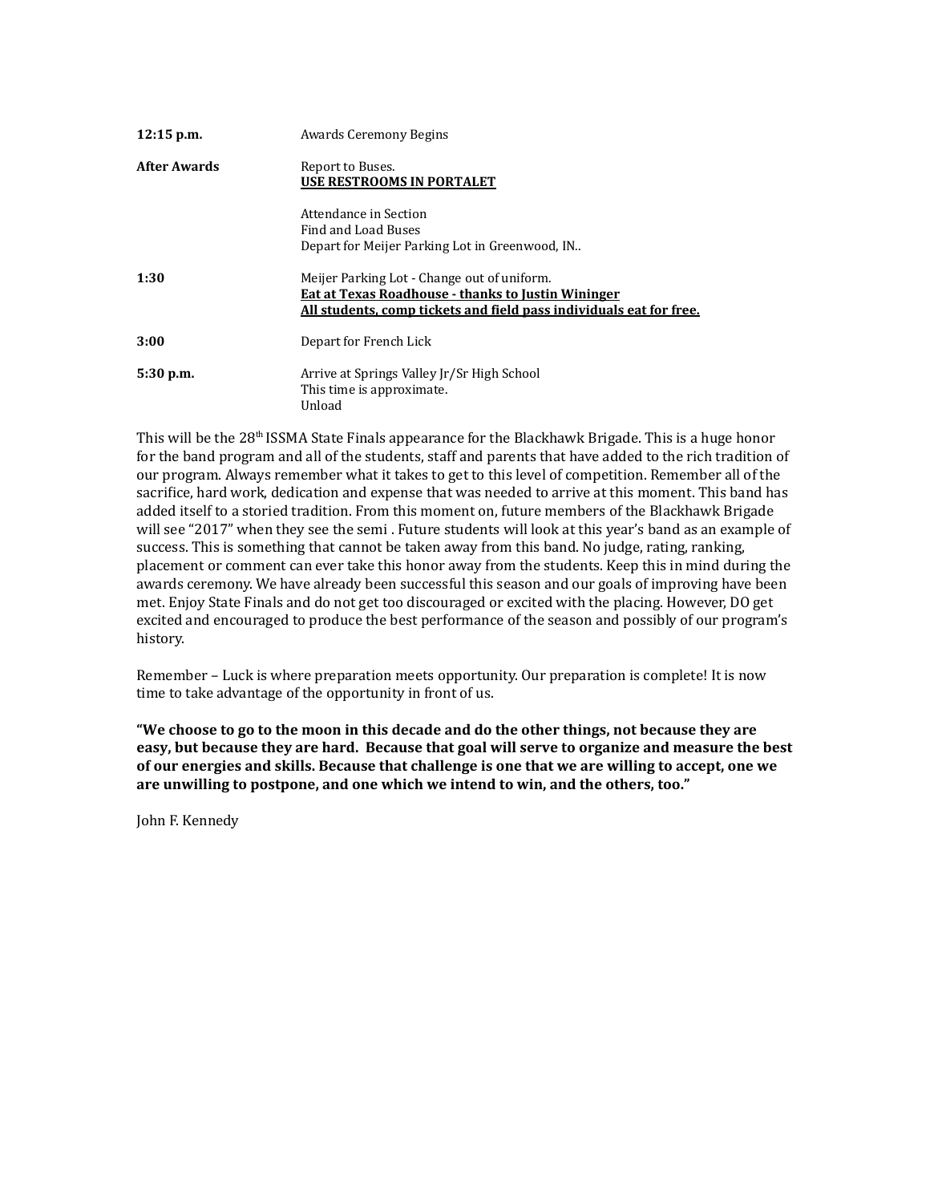| | |
|---|---|
| **12:15 p.m.** | Awards Ceremony Begins |
| **After Awards** | Report to Buses.<br>**USE RESTROOMS IN PORTALET**<br><br>Attendance in Section<br>Find and Load Buses<br>Depart for Meijer Parking Lot in Greenwood, IN.. |
| **1:30** | Meijer Parking Lot - Change out of uniform.<br>**Eat at Texas Roadhouse - thanks to Justin Wininger**<br>**All students, comp tickets and field pass individuals eat for free.** |
| **3:00** | Depart for French Lick |
| **5:30 p.m.** | Arrive at Springs Valley Jr/Sr High School<br>This time is approximate.<br>Unload |

This will be the 28th ISSMA State Finals appearance for the Blackhawk Brigade. This is a huge honor for the band program and all of the students, staff and parents that have added to the rich tradition of our program. Always remember what it takes to get to this level of competition. Remember all of the sacrifice, hard work, dedication and expense that was needed to arrive at this moment. This band has added itself to a storied tradition. From this moment on, future members of the Blackhawk Brigade will see "2017" when they see the semi . Future students will look at this year's band as an example of success. This is something that cannot be taken away from this band. No judge, rating, ranking, placement or comment can ever take this honor away from the students. Keep this in mind during the awards ceremony. We have already been successful this season and our goals of improving have been met. Enjoy State Finals and do not get too discouraged or excited with the placing. However, DO get excited and encouraged to produce the best performance of the season and possibly of our program's history.

Remember – Luck is where preparation meets opportunity. Our preparation is complete! It is now time to take advantage of the opportunity in front of us.

**"We choose to go to the moon in this decade and do the other things, not because they are easy, but because they are hard. Because that goal will serve to organize and measure the best of our energies and skills. Because that challenge is one that we are willing to accept, one we are unwilling to postpone, and one which we intend to win, and the others, too."**

John F. Kennedy